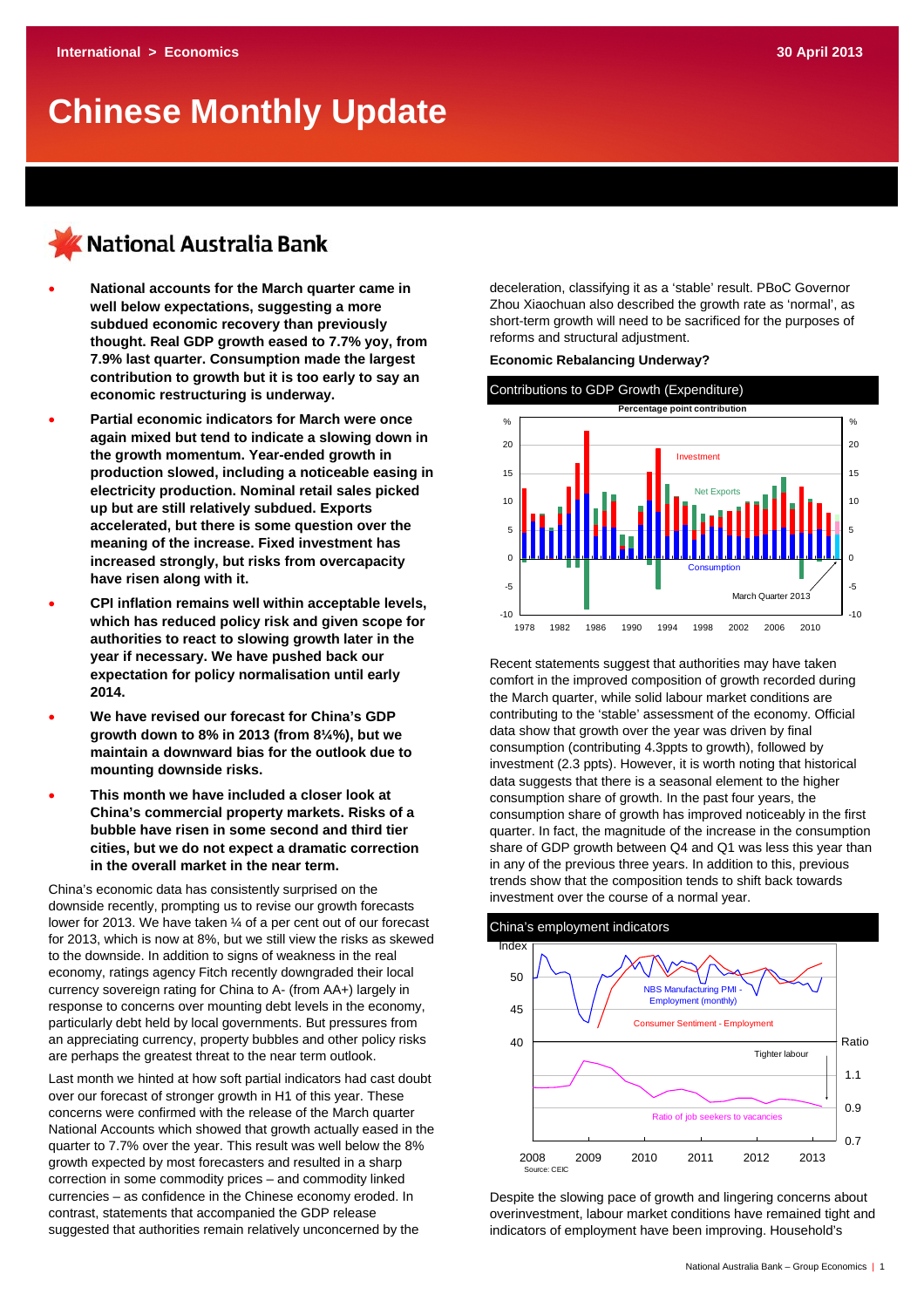International > Economics

30 April 2013

# Chinese Monthly Update

National Australia Bank

- **National accounts for the March quarter came in well below expectations, suggesting a more subdued economic recovery than previously thought. Real GDP growth eased to 7.7% yoy, from 7.9% last quarter. Consumption made the largest contribution to growth but it is too early to say an economic restructuring is underway.**
- **Partial economic indicators for March were once again mixed but tend to indicate a slowing down in the growth momentum. Year-ended growth in production slowed, including a noticeable easing in electricity production. Nominal retail sales picked up but are still relatively subdued. Exports accelerated, but there is some question over the meaning of the increase. Fixed investment has increased strongly, but risks from overcapacity have risen along with it.**
- **CPI inflation remains well within acceptable levels, which has reduced policy risk and given scope for authorities to react to slowing growth later in the year if necessary. We have pushed back our expectation for policy normalisation until early 2014.**
- **We have revised our forecast for China's GDP growth down to 8% in 2013 (from 8¼%), but we maintain a downward bias for the outlook due to mounting downside risks.**
- **This month we have included a closer look at China's commercial property markets. Risks of a bubble have risen in some second and third tier cities, but we do not expect a dramatic correction in the overall market in the near term.**

China's economic data has consistently surprised on the downside recently, prompting us to revise our growth forecasts lower for 2013. We have taken ¼ of a per cent out of our forecast for 2013, which is now at 8%, but we still view the risks as skewed to the downside. In addition to signs of weakness in the real economy, ratings agency Fitch recently downgraded their local currency sovereign rating for China to A- (from AA+) largely in response to concerns over mounting debt levels in the economy, particularly debt held by local governments. But pressures from an appreciating currency, property bubbles and other policy risks are perhaps the greatest threat to the near term outlook.

Last month we hinted at how soft partial indicators had cast doubt over our forecast of stronger growth in H1 of this year. These concerns were confirmed with the release of the March quarter National Accounts which showed that growth actually eased in the quarter to 7.7% over the year. This result was well below the 8% growth expected by most forecasters and resulted in a sharp correction in some commodity prices – and commodity linked currencies – as confidence in the Chinese economy eroded. In contrast, statements that accompanied the GDP release suggested that authorities remain relatively unconcerned by the deceleration, classifying it as a 'stable' result. PBoC Governor Zhou Xiaochuan also described the growth rate as 'normal', as short-term growth will need to be sacrificed for the purposes of reforms and structural adjustment.

**Economic Rebalancing Underway?**

Contributions to GDP Growth (Expenditure)

Recent statements suggest that authorities may have taken comfort in the improved composition of growth recorded during the March quarter, while solid labour market conditions are contributing to the 'stable' assessment of the economy. Official data show that growth over the year was driven by final consumption (contributing 4.3ppts to growth), followed by investment (2.3 ppts). However, it is worth noting that historical data suggests that there is a seasonal element to the higher consumption share of growth. In the past four years, the consumption share of growth has improved noticeably in the first quarter. In fact, the magnitude of the increase in the consumption share of GDP growth between Q4 and Q1 was less this year than in any of the previous three years. In addition to this, previous trends show that the composition tends to shift back towards investment over the course of a normal year.

China's employment indicators

Despite the slowing pace of growth and lingering concerns about overinvestment, labour market conditions have remained tight and indicators of employment have been improving. Household's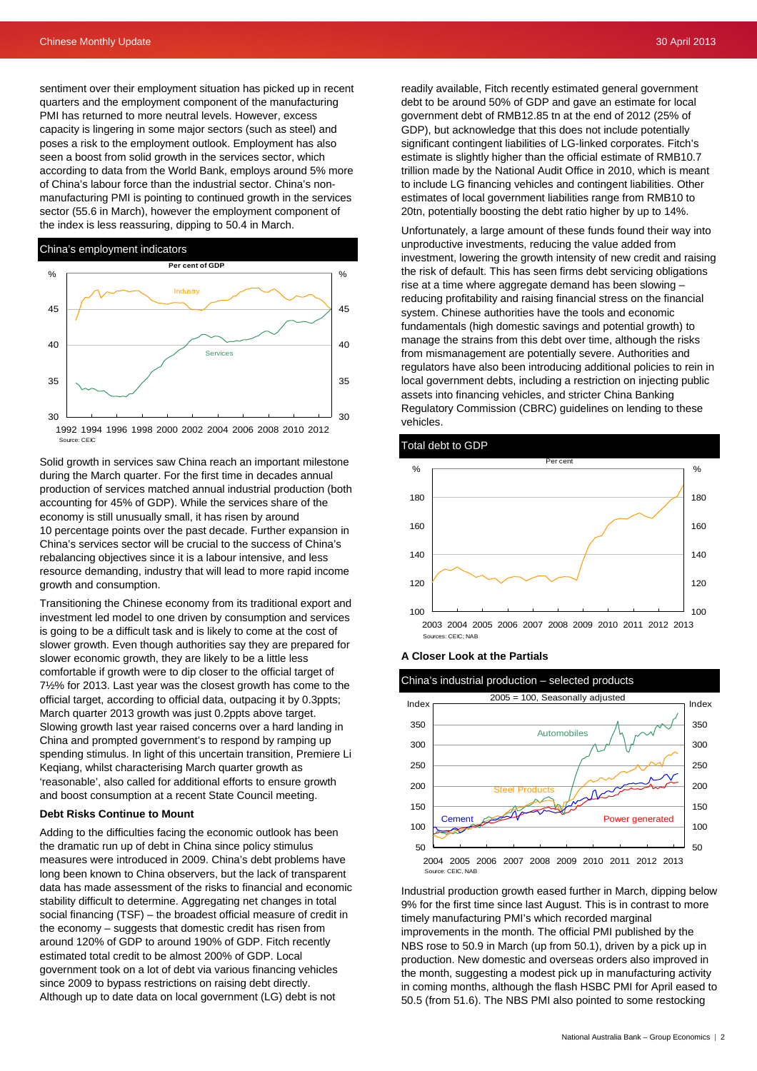sentiment over their employment situation has picked up in recent quarters and the employment component of the manufacturing PMI has returned to more neutral levels. However, excess capacity is lingering in some major sectors (such as steel) and poses a risk to the employment outlook. Employment has also seen a boost from solid growth in the services sector, which according to data from the World Bank, employs around 5% more of China's labour force than the industrial sector. China's non-manufacturing PMI is pointing to continued growth in the services sector (55.6 in March), however the employment component of the index is less reassuring, dipping to 50.4 in March.

**China's employment indicators**

Source: CEIC

Solid growth in services saw China reach an important milestone during the March quarter. For the first time in decades annual production of services matched annual industrial production (both accounting for 45% of GDP). While the services share of the economy is still unusually small, it has risen by around 10 percentage points over the past decade. Further expansion in China's services sector will be crucial to the success of China's rebalancing objectives since it is a labour intensive, and less resource demanding, industry that will lead to more rapid income growth and consumption.

Transitioning the Chinese economy from its traditional export and investment led model to one driven by consumption and services is going to be a difficult task and is likely to come at the cost of slower growth. Even though authorities say they are prepared for slower economic growth, they are likely to be a little less comfortable if growth were to dip closer to the official target of 7½% for 2013. Last year was the closest growth has come to the official target, according to official data, outpacing it by 0.3ppts; March quarter 2013 growth was just 0.2ppts above target. Slowing growth last year raised concerns over a hard landing in China and prompted government's to respond by ramping up spending stimulus. In light of this uncertain transition, Premiere Li Keqiang, whilst characterising March quarter growth as 'reasonable', also called for additional efforts to ensure growth and boost consumption at a recent State Council meeting.

**Debt Risks Continue to Mount**

Adding to the difficulties facing the economic outlook has been the dramatic run up of debt in China since policy stimulus measures were introduced in 2009. China's debt problems have long been known to China observers, but the lack of transparent data has made assessment of the risks to financial and economic stability difficult to determine. Aggregating net changes in total social financing (TSF) – the broadest official measure of credit in the economy – suggests that domestic credit has risen from around 120% of GDP to around 190% of GDP. Fitch recently estimated total credit to be almost 200% of GDP. Local government took on a lot of debt via various financing vehicles since 2009 to bypass restrictions on raising debt directly. Although up to date data on local government (LG) debt is not readily available, Fitch recently estimated general government debt to be around 50% of GDP and gave an estimate for local government debt of RMB12.85 tn at the end of 2012 (25% of GDP), but acknowledge that this does not include potentially significant contingent liabilities of LG-linked corporates. Fitch's estimate is slightly higher than the official estimate of RMB10.7 trillion made by the National Audit Office in 2010, which is meant to include LG financing vehicles and contingent liabilities. Other estimates of local government liabilities range from RMB10 to 20tn, potentially boosting the debt ratio higher by up to 14%.

Unfortunately, a large amount of these funds found their way into unproductive investments, reducing the value added from investment, lowering the growth intensity of new credit and raising the risk of default. This has seen firms debt servicing obligations rise at a time where aggregate demand has been slowing – reducing profitability and raising financial stress on the financial system. Chinese authorities have the tools and economic fundamentals (high domestic savings and potential growth) to manage the strains from this debt over time, although the risks from mismanagement are potentially severe. Authorities and regulators have also been introducing additional policies to rein in local government debts, including a restriction on injecting public assets into financing vehicles, and stricter China Banking Regulatory Commission (CBRC) guidelines on lending to these vehicles.

**Total debt to GDP**

Sources: CEIC; NAB

**A Closer Look at the Partials**

**China's industrial production – selected products**

Source: CEIC, NAB

Industrial production growth eased further in March, dipping below 9% for the first time since last August. This is in contrast to more timely manufacturing PMI's which recorded marginal improvements in the month. The official PMI published by the NBS rose to 50.9 in March (up from 50.1), driven by a pick up in production. New domestic and overseas orders also improved in the month, suggesting a modest pick up in manufacturing activity in coming months, although the flash HSBC PMI for April eased to 50.5 (from 51.6). The NBS PMI also pointed to some restocking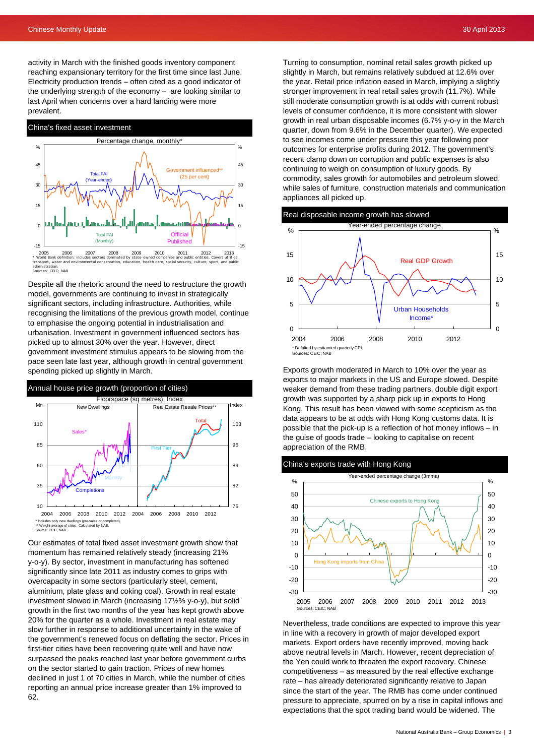activity in March with the finished goods inventory component reaching expansionary territory for the first time since last June. Electricity production trends – often cited as a good indicator of the underlying strength of the economy – are looking similar to last April when concerns over a hard landing were more prevalent.

### China's fixed asset investment

Percentage change, monthly*

* World Bank definition; includes sectors dominated by state-owned companies and public entities. Covers utilities, transport, water and environmental conservation, education, health care, social security, culture, sport, and public administration.
Sources: CEIC; NAB

Despite all the rhetoric around the need to restructure the growth model, governments are continuing to invest in strategically significant sectors, including infrastructure. Authorities, while recognising the limitations of the previous growth model, continue to emphasise the ongoing potential in industrialisation and urbanisation. Investment in government influenced sectors has picked up to almost 30% over the year. However, direct government investment stimulus appears to be slowing from the pace seen late last year, although growth in central government spending picked up slightly in March.

### Annual house price growth (proportion of cities)

Floorspace (sq metres), Index

* Includes only new dwellings (pre-sales or completed).
** Weight average of cities. Calculated by NAB.
Source: CEIC, NAB

Our estimates of total fixed asset investment growth show that momentum has remained relatively steady (increasing 21% y-o-y). By sector, investment in manufacturing has softened significantly since late 2011 as industry comes to grips with overcapacity in some sectors (particularly steel, cement, aluminium, plate glass and coking coal). Growth in real estate investment slowed in March (increasing 17½% y-o-y), but solid growth in the first two months of the year has kept growth above 20% for the quarter as a whole. Investment in real estate may slow further in response to additional uncertainty in the wake of the government's renewed focus on deflating the sector. Prices in first-tier cities have been recovering quite well and have now surpassed the peaks reached last year before government curbs on the sector started to gain traction. Prices of new homes declined in just 1 of 70 cities in March, while the number of cities reporting an annual price increase greater than 1% improved to 62.

Turning to consumption, nominal retail sales growth picked up slightly in March, but remains relatively subdued at 12.6% over the year. Retail price inflation eased in March, implying a slightly stronger improvement in real retail sales growth (11.7%). While still moderate consumption growth is at odds with current robust levels of consumer confidence, it is more consistent with slower growth in real urban disposable incomes (6.7% y-o-y in the March quarter, down from 9.6% in the December quarter). We expected to see incomes come under pressure this year following poor outcomes for enterprise profits during 2012. The government's recent clamp down on corruption and public expenses is also continuing to weigh on consumption of luxury goods. By commodity, sales growth for automobiles and petroleum slowed, while sales of furniture, construction materials and communication appliances all picked up.

### Real disposable income growth has slowed

Year-ended percentage change

* Deflated by estiamted quarterly CPI
Sources: CEIC; NAB

Exports growth moderated in March to 10% over the year as exports to major markets in the US and Europe slowed. Despite weaker demand from these trading partners, double digit export growth was supported by a sharp pick up in exports to Hong Kong. This result has been viewed with some scepticism as the data appears to be at odds with Hong Kong customs data. It is possible that the pick-up is a reflection of hot money inflows – in the guise of goods trade – looking to capitalise on recent appreciation of the RMB.

### China's exports trade with Hong Kong

Year-ended percentage change (3mma)

Sources: CEIC; NAB

Nevertheless, trade conditions are expected to improve this year in line with a recovery in growth of major developed export markets. Export orders have recently improved, moving back above neutral levels in March. However, recent depreciation of the Yen could work to threaten the export recovery. Chinese competitiveness – as measured by the real effective exchange rate – has already deteriorated significantly relative to Japan since the start of the year. The RMB has come under continued pressure to appreciate, spurred on by a rise in capital inflows and expectations that the spot trading band would be widened. The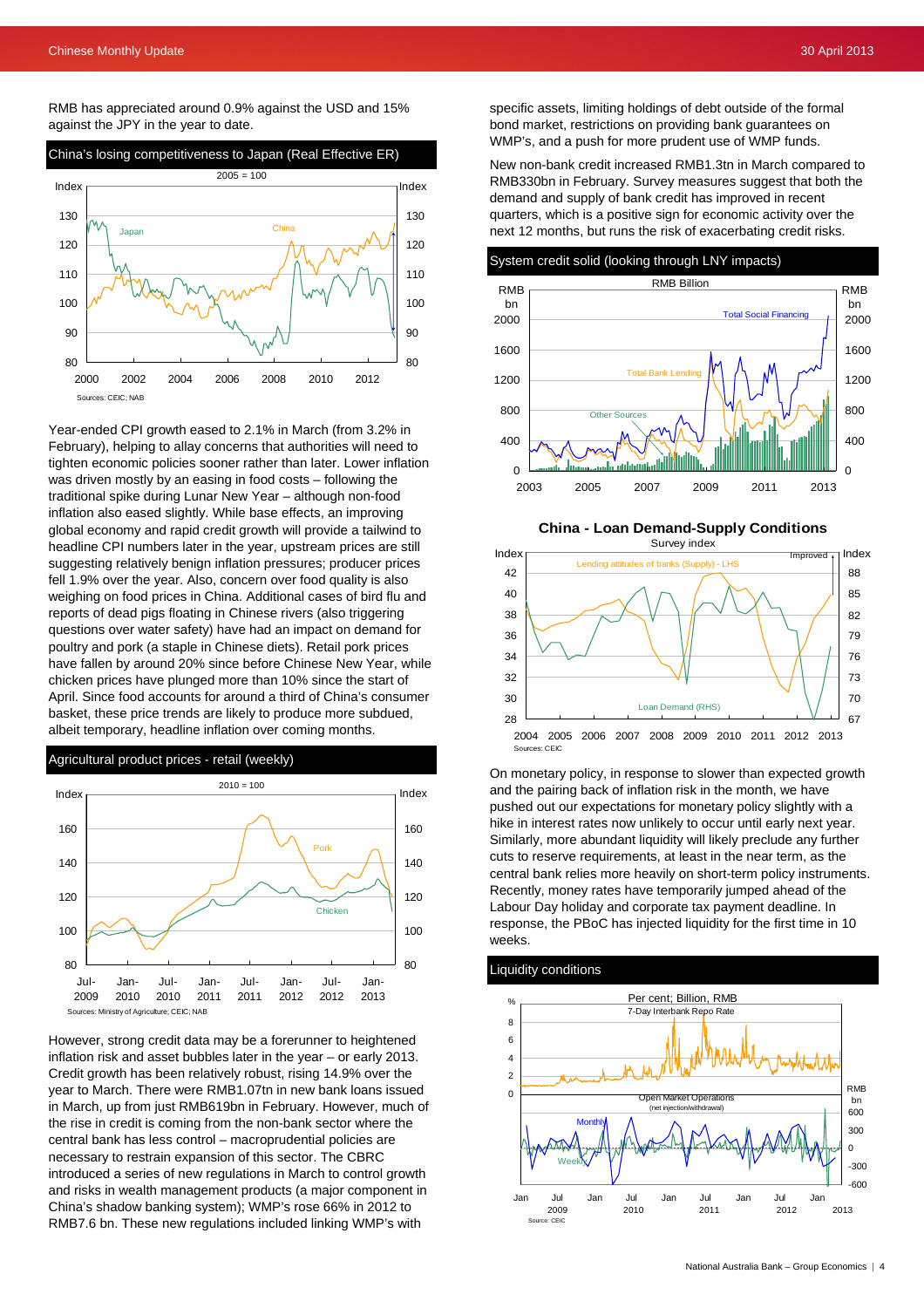RMB has appreciated around 0.9% against the USD and 15% against the JPY in the year to date.

**China's losing competitiveness to Japan (Real Effective ER)**

Sources: CEIC; NAB

Year-ended CPI growth eased to 2.1% in March (from 3.2% in February), helping to allay concerns that authorities will need to tighten economic policies sooner rather than later. Lower inflation was driven mostly by an easing in food costs – following the traditional spike during Lunar New Year – although non-food inflation also eased slightly. While base effects, an improving global economy and rapid credit growth will provide a tailwind to headline CPI numbers later in the year, upstream prices are still suggesting relatively benign inflation pressures; producer prices fell 1.9% over the year. Also, concern over food quality is also weighing on food prices in China. Additional cases of bird flu and reports of dead pigs floating in Chinese rivers (also triggering questions over water safety) have had an impact on demand for poultry and pork (a staple in Chinese diets). Retail pork prices have fallen by around 20% since before Chinese New Year, while chicken prices have plunged more than 10% since the start of April. Since food accounts for around a third of China's consumer basket, these price trends are likely to produce more subdued, albeit temporary, headline inflation over coming months.

**Agricultural product prices - retail (weekly)**

Sources: Ministry of Agriculture; CEIC; NAB

However, strong credit data may be a forerunner to heightened inflation risk and asset bubbles later in the year – or early 2013. Credit growth has been relatively robust, rising 14.9% over the year to March. There were RMB1.07tn in new bank loans issued in March, up from just RMB619bn in February. However, much of the rise in credit is coming from the non-bank sector where the central bank has less control – macroprudential policies are necessary to restrain expansion of this sector. The CBRC introduced a series of new regulations in March to control growth and risks in wealth management products (a major component in China's shadow banking system); WMP's rose 66% in 2012 to RMB7.6 bn. These new regulations included linking WMP's with specific assets, limiting holdings of debt outside of the formal bond market, restrictions on providing bank guarantees on WMP's, and a push for more prudent use of WMP funds.

New non-bank credit increased RMB1.3tn in March compared to RMB330bn in February. Survey measures suggest that both the demand and supply of bank credit has improved in recent quarters, which is a positive sign for economic activity over the next 12 months, but runs the risk of exacerbating credit risks.

**System credit solid (looking through LNY impacts)**

**China - Loan Demand-Supply Conditions**

Survey index

Sources: CEIC

On monetary policy, in response to slower than expected growth and the pairing back of inflation risk in the month, we have pushed out our expectations for monetary policy slightly with a hike in interest rates now unlikely to occur until early next year. Similarly, more abundant liquidity will likely preclude any further cuts to reserve requirements, at least in the near term, as the central bank relies more heavily on short-term policy instruments. Recently, money rates have temporarily jumped ahead of the Labour Day holiday and corporate tax payment deadline. In response, the PBoC has injected liquidity for the first time in 10 weeks.

**Liquidity conditions**

Source: CEIC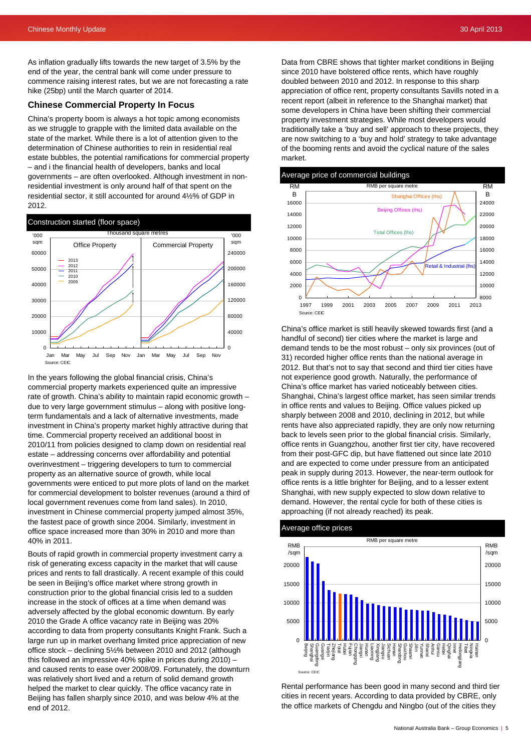As inflation gradually lifts towards the new target of 3.5% by the end of the year, the central bank will come under pressure to commence raising interest rates, but we are not forecasting a rate hike (25bp) until the March quarter of 2014.

## Chinese Commercial Property In Focus

China's property boom is always a hot topic among economists as we struggle to grapple with the limited data available on the state of the market. While there is a lot of attention given to the determination of Chinese authorities to rein in residential real estate bubbles, the potential ramifications for commercial property – and i the financial health of developers, banks and local governments – are often overlooked. Although investment in non-residential investment is only around half of that spent on the residential sector, it still accounted for around 4½% of GDP in 2012.

**Construction started (floor space)**

Source: CEIC

In the years following the global financial crisis, China's commercial property markets experienced quite an impressive rate of growth. China's ability to maintain rapid economic growth – due to very large government stimulus – along with positive long-term fundamentals and a lack of alternative investments, made investment in China's property market highly attractive during that time. Commercial property received an additional boost in 2010/11 from policies designed to clamp down on residential real estate – addressing concerns over affordability and potential overinvestment – triggering developers to turn to commercial property as an alternative source of growth, while local governments were enticed to put more plots of land on the market for commercial development to bolster revenues (around a third of local government revenues come from land sales). In 2010, investment in Chinese commercial property jumped almost 35%, the fastest pace of growth since 2004. Similarly, investment in office space increased more than 30% in 2010 and more than 40% in 2011.

Bouts of rapid growth in commercial property investment carry a risk of generating excess capacity in the market that will cause prices and rents to fall drastically. A recent example of this could be seen in Beijing's office market where strong growth in construction prior to the global financial crisis led to a sudden increase in the stock of offices at a time when demand was adversely affected by the global economic downturn. By early 2010 the Grade A office vacancy rate in Beijing was 20% according to data from property consultants Knight Frank. Such a large run up in market overhang limited price appreciation of new office stock – declining 5½% between 2010 and 2012 (although this followed an impressive 40% spike in prices during 2010) – and caused rents to ease over 2008/09. Fortunately, the downturn was relatively short lived and a return of solid demand growth helped the market to clear quickly. The office vacancy rate in Beijing has fallen sharply since 2010, and was below 4% at the end of 2012.

Data from CBRE shows that tighter market conditions in Beijing since 2010 have bolstered office rents, which have roughly doubled between 2010 and 2012. In response to this sharp appreciation of office rent, property consultants Savills noted in a recent report (albeit in reference to the Shanghai market) that some developers in China have been shifting their commercial property investment strategies. While most developers would traditionally take a 'buy and sell' approach to these projects, they are now switching to a 'buy and hold' strategy to take advantage of the booming rents and avoid the cyclical nature of the sales market.

**Average price of commercial buildings**

Source: CEIC

China's office market is still heavily skewed towards first (and a handful of second) tier cities where the market is large and demand tends to be the most robust – only six provinces (out of 31) recorded higher office rents than the national average in 2012. But that's not to say that second and third tier cities have not experience good growth. Naturally, the performance of China's office market has varied noticeably between cities. Shanghai, China's largest office market, has seen similar trends in office rents and values to Beijing. Office values picked up sharply between 2008 and 2010, declining in 2012, but while rents have also appreciated rapidly, they are only now returning back to levels seen prior to the global financial crisis. Similarly, office rents in Guangzhou, another first tier city, have recovered from their post-GFC dip, but have flattened out since late 2010 and are expected to come under pressure from an anticipated peak in supply during 2013. However, the near-term outlook for office rents is a little brighter for Beijing, and to a lesser extent Shanghai, with new supply expected to slow down relative to demand. However, the rental cycle for both of these cities is approaching (if not already reached) its peak.

**Average office prices**

Source: CEIC

Rental performance has been good in many second and third tier cities in recent years. According to data provided by CBRE, only the office markets of Chengdu and Ningbo (out of the cities they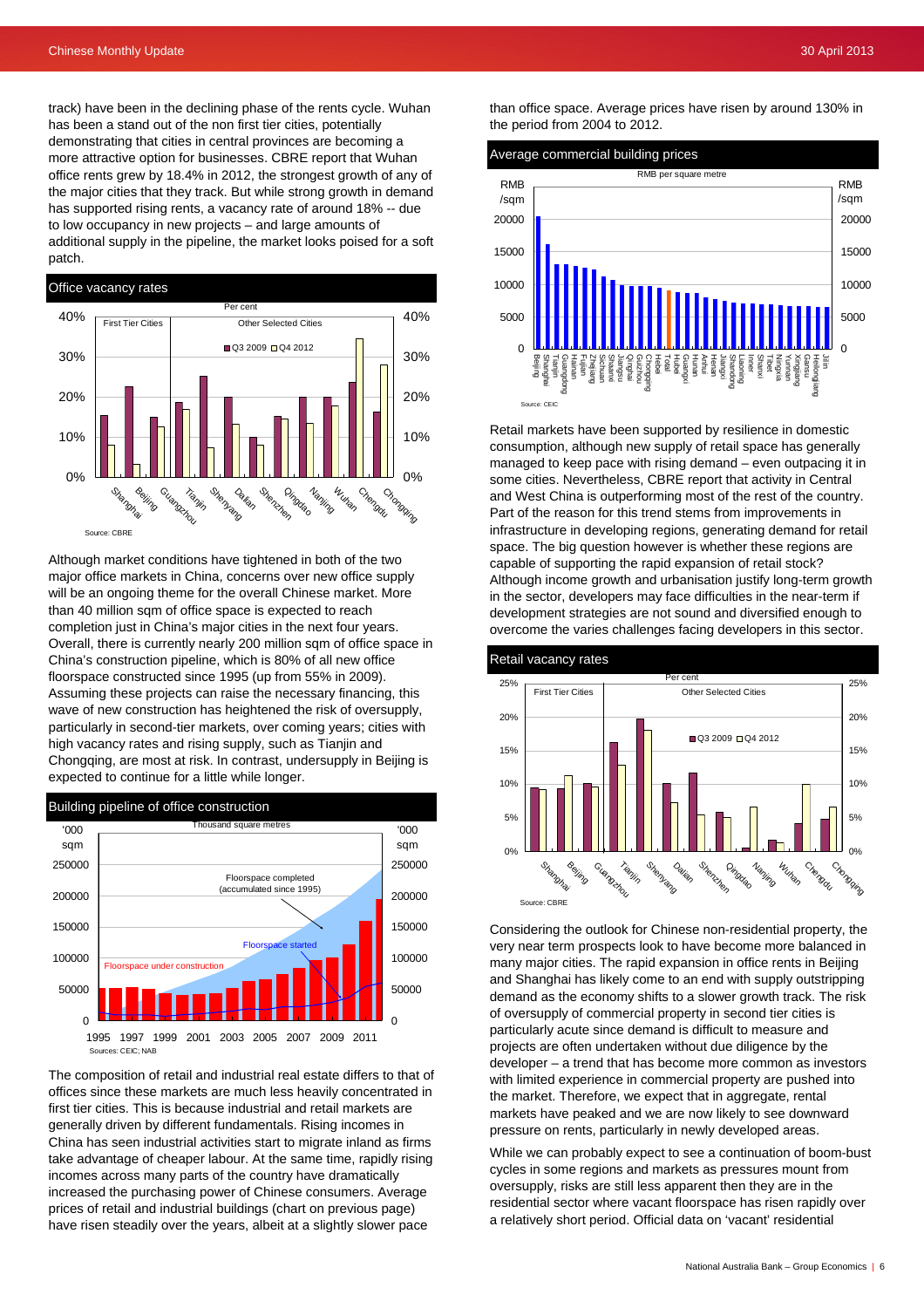track) have been in the declining phase of the rents cycle. Wuhan has been a stand out of the non first tier cities, potentially demonstrating that cities in central provinces are becoming a more attractive option for businesses. CBRE report that Wuhan office rents grew by 18.4% in 2012, the strongest growth of any of the major cities that they track. But while strong growth in demand has supported rising rents, a vacancy rate of around 18% -- due to low occupancy in new projects – and large amounts of additional supply in the pipeline, the market looks poised for a soft patch.

**Office vacancy rates**

Source: CBRE

Although market conditions have tightened in both of the two major office markets in China, concerns over new office supply will be an ongoing theme for the overall Chinese market. More than 40 million sqm of office space is expected to reach completion just in China's major cities in the next four years. Overall, there is currently nearly 200 million sqm of office space in China's construction pipeline, which is 80% of all new office floorspace constructed since 1995 (up from 55% in 2009). Assuming these projects can raise the necessary financing, this wave of new construction has heightened the risk of oversupply, particularly in second-tier markets, over coming years; cities with high vacancy rates and rising supply, such as Tianjin and Chongqing, are most at risk. In contrast, undersupply in Beijing is expected to continue for a little while longer.

**Building pipeline of office construction**

Sources: CEIC; NAB

The composition of retail and industrial real estate differs to that of offices since these markets are much less heavily concentrated in first tier cities. This is because industrial and retail markets are generally driven by different fundamentals. Rising incomes in China has seen industrial activities start to migrate inland as firms take advantage of cheaper labour. At the same time, rapidly rising incomes across many parts of the country have dramatically increased the purchasing power of Chinese consumers. Average prices of retail and industrial buildings (chart on previous page) have risen steadily over the years, albeit at a slightly slower pace than office space. Average prices have risen by around 130% in the period from 2004 to 2012.

**Average commercial building prices**

Source: CEIC

Retail markets have been supported by resilience in domestic consumption, although new supply of retail space has generally managed to keep pace with rising demand – even outpacing it in some cities. Nevertheless, CBRE report that activity in Central and West China is outperforming most of the rest of the country. Part of the reason for this trend stems from improvements in infrastructure in developing regions, generating demand for retail space. The big question however is whether these regions are capable of supporting the rapid expansion of retail stock? Although income growth and urbanisation justify long-term growth in the sector, developers may face difficulties in the near-term if development strategies are not sound and diversified enough to overcome the varies challenges facing developers in this sector.

**Retail vacancy rates**

Source: CBRE

Considering the outlook for Chinese non-residential property, the very near term prospects look to have become more balanced in many major cities. The rapid expansion in office rents in Beijing and Shanghai has likely come to an end with supply outstripping demand as the economy shifts to a slower growth track. The risk of oversupply of commercial property in second tier cities is particularly acute since demand is difficult to measure and projects are often undertaken without due diligence by the developer – a trend that has become more common as investors with limited experience in commercial property are pushed into the market. Therefore, we expect that in aggregate, rental markets have peaked and we are now likely to see downward pressure on rents, particularly in newly developed areas.

While we can probably expect to see a continuation of boom-bust cycles in some regions and markets as pressures mount from oversupply, risks are still less apparent then they are in the residential sector where vacant floorspace has risen rapidly over a relatively short period. Official data on 'vacant' residential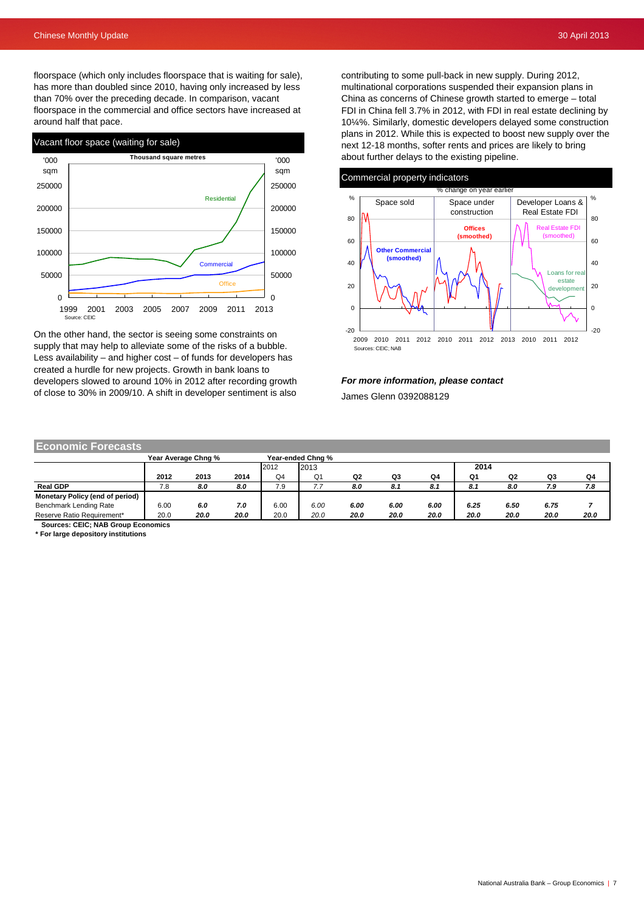floorspace (which only includes floorspace that is waiting for sale), has more than doubled since 2010, having only increased by less than 70% over the preceding decade. In comparison, vacant floorspace in the commercial and office sectors have increased at around half that pace.

Vacant floor space (waiting for sale)

Source: CEIC

On the other hand, the sector is seeing some constraints on supply that may help to alleviate some of the risks of a bubble. Less availability – and higher cost – of funds for developers has created a hurdle for new projects. Growth in bank loans to developers slowed to around 10% in 2012 after recording growth of close to 30% in 2009/10. A shift in developer sentiment is also contributing to some pull-back in new supply. During 2012, multinational corporations suspended their expansion plans in China as concerns of Chinese growth started to emerge – total FDI in China fell 3.7% in 2012, with FDI in real estate declining by 10¼%. Similarly, domestic developers delayed some construction plans in 2012. While this is expected to boost new supply over the next 12-18 months, softer rents and prices are likely to bring about further delays to the existing pipeline.

Commercial property indicators

Sources: CEIC; NAB

***For more information, please contact***

James Glenn 0392088129

## Economic Forecasts

| | Year Average Chng % | | | Year-ended Chng % | | | | | | | | |
|---|---|---|---|---|---|---|---|---|---|---|---|---|
| | | | | 2012 | 2013 | | | | 2014 | | | |
| | 2012 | 2013 | 2014 | Q4 | Q1 | Q2 | Q3 | Q4 | Q1 | Q2 | Q3 | Q4 |
| **Real GDP** | 7.8 | *8.0* | *8.0* | 7.9 | 7.7 | *8.0* | *8.1* | *8.1* | *8.1* | *8.0* | *7.9* | *7.8* |
| **Monetary Policy (end of period)** | | | | | | | | | | | | |
| Benchmark Lending Rate | 6.00 | *6.0* | *7.0* | 6.00 | 6.00 | *6.00* | *6.00* | *6.00* | *6.25* | *6.50* | *6.75* | *7* |
| Reserve Ratio Requirement* | 20.0 | *20.0* | *20.0* | 20.0 | 20.0 | *20.0* | *20.0* | *20.0* | *20.0* | *20.0* | *20.0* | *20.0* |

**Sources: CEIC; NAB Group Economics**

**\* For large depository institutions**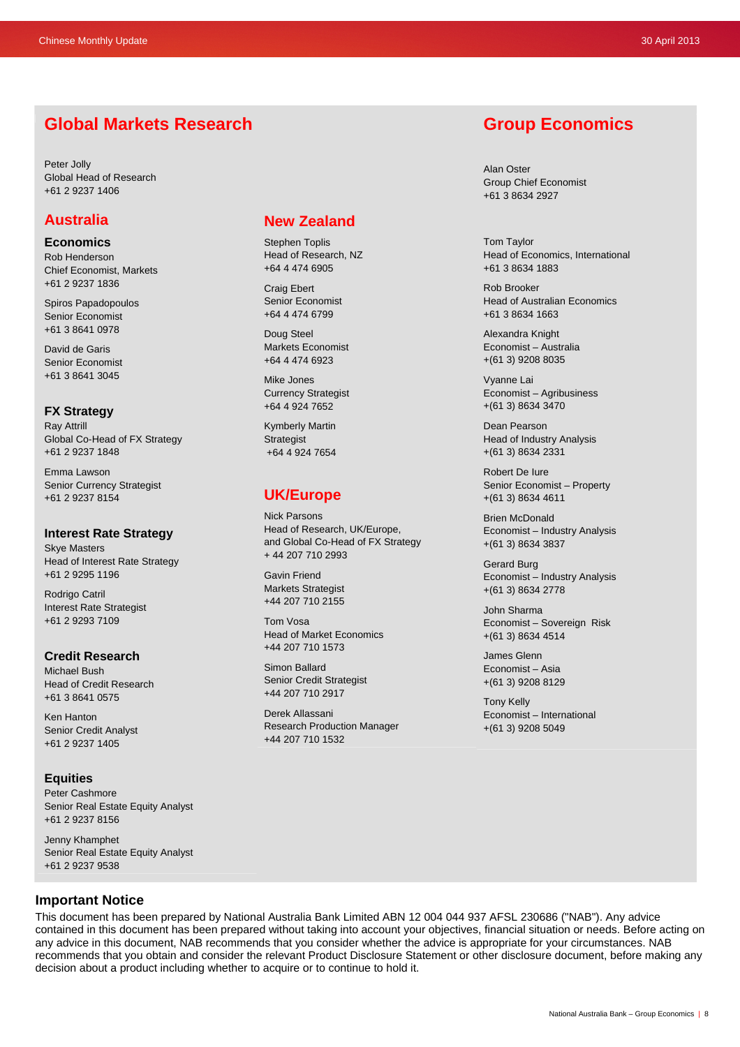## Global Markets Research

Peter Jolly
Global Head of Research
+61 2 9237 1406

### Australia

#### Economics

Rob Henderson
Chief Economist, Markets
+61 2 9237 1836

Spiros Papadopoulos
Senior Economist
+61 3 8641 0978

David de Garis
Senior Economist
+61 3 8641 3045

#### FX Strategy

Ray Attrill
Global Co-Head of FX Strategy
+61 2 9237 1848

Emma Lawson
Senior Currency Strategist
+61 2 9237 8154

#### Interest Rate Strategy

Skye Masters
Head of Interest Rate Strategy
+61 2 9295 1196

Rodrigo Catril
Interest Rate Strategist
+61 2 9293 7109

#### Credit Research

Michael Bush
Head of Credit Research
+61 3 8641 0575

Ken Hanton
Senior Credit Analyst
+61 2 9237 1405

#### Equities

Peter Cashmore
Senior Real Estate Equity Analyst
+61 2 9237 8156

Jenny Khamphet
Senior Real Estate Equity Analyst
+61 2 9237 9538

### New Zealand

Stephen Toplis
Head of Research, NZ
+64 4 474 6905

Craig Ebert
Senior Economist
+64 4 474 6799

Doug Steel
Markets Economist
+64 4 474 6923

Mike Jones
Currency Strategist
+64 4 924 7652

Kymberly Martin
Strategist
+64 4 924 7654

### UK/Europe

Nick Parsons
Head of Research, UK/Europe,
and Global Co-Head of FX Strategy
+ 44 207 710 2993

Gavin Friend
Markets Strategist
+44 207 710 2155

Tom Vosa
Head of Market Economics
+44 207 710 1573

Simon Ballard
Senior Credit Strategist
+44 207 710 2917

Derek Allassani
Research Production Manager
+44 207 710 1532

## Group Economics

Alan Oster
Group Chief Economist
+61 3 8634 2927

Tom Taylor
Head of Economics, International
+61 3 8634 1883

Rob Brooker
Head of Australian Economics
+61 3 8634 1663

Alexandra Knight
Economist – Australia
+(61 3) 9208 8035

Vyanne Lai
Economist – Agribusiness
+(61 3) 8634 3470

Dean Pearson
Head of Industry Analysis
+(61 3) 8634 2331

Robert De Iure
Senior Economist – Property
+(61 3) 8634 4611

Brien McDonald
Economist – Industry Analysis
+(61 3) 8634 3837

Gerard Burg
Economist – Industry Analysis
+(61 3) 8634 2778

John Sharma
Economist – Sovereign Risk
+(61 3) 8634 4514

James Glenn
Economist – Asia
+(61 3) 9208 8129

Tony Kelly
Economist – International
+(61 3) 9208 5049

### Important Notice

This document has been prepared by National Australia Bank Limited ABN 12 004 044 937 AFSL 230686 ("NAB"). Any advice contained in this document has been prepared without taking into account your objectives, financial situation or needs. Before acting on any advice in this document, NAB recommends that you consider whether the advice is appropriate for your circumstances. NAB recommends that you obtain and consider the relevant Product Disclosure Statement or other disclosure document, before making any decision about a product including whether to acquire or to continue to hold it.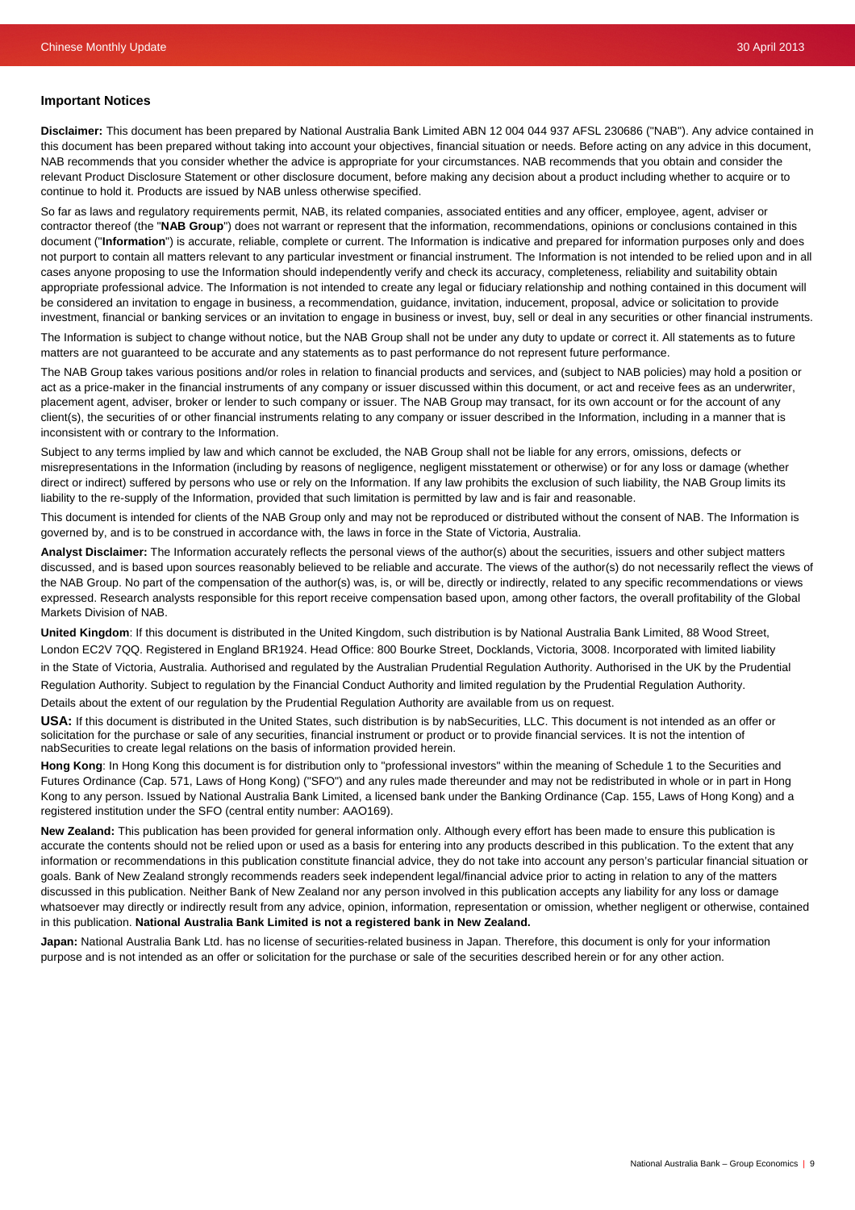## Important Notices

**Disclaimer:** This document has been prepared by National Australia Bank Limited ABN 12 004 044 937 AFSL 230686 ("NAB"). Any advice contained in this document has been prepared without taking into account your objectives, financial situation or needs. Before acting on any advice in this document, NAB recommends that you consider whether the advice is appropriate for your circumstances. NAB recommends that you obtain and consider the relevant Product Disclosure Statement or other disclosure document, before making any decision about a product including whether to acquire or to continue to hold it. Products are issued by NAB unless otherwise specified.

So far as laws and regulatory requirements permit, NAB, its related companies, associated entities and any officer, employee, agent, adviser or contractor thereof (the "**NAB Group**") does not warrant or represent that the information, recommendations, opinions or conclusions contained in this document ("**Information**") is accurate, reliable, complete or current. The Information is indicative and prepared for information purposes only and does not purport to contain all matters relevant to any particular investment or financial instrument. The Information is not intended to be relied upon and in all cases anyone proposing to use the Information should independently verify and check its accuracy, completeness, reliability and suitability obtain appropriate professional advice. The Information is not intended to create any legal or fiduciary relationship and nothing contained in this document will be considered an invitation to engage in business, a recommendation, guidance, invitation, inducement, proposal, advice or solicitation to provide investment, financial or banking services or an invitation to engage in business or invest, buy, sell or deal in any securities or other financial instruments.

The Information is subject to change without notice, but the NAB Group shall not be under any duty to update or correct it. All statements as to future matters are not guaranteed to be accurate and any statements as to past performance do not represent future performance.

The NAB Group takes various positions and/or roles in relation to financial products and services, and (subject to NAB policies) may hold a position or act as a price-maker in the financial instruments of any company or issuer discussed within this document, or act and receive fees as an underwriter, placement agent, adviser, broker or lender to such company or issuer. The NAB Group may transact, for its own account or for the account of any client(s), the securities of or other financial instruments relating to any company or issuer described in the Information, including in a manner that is inconsistent with or contrary to the Information.

Subject to any terms implied by law and which cannot be excluded, the NAB Group shall not be liable for any errors, omissions, defects or misrepresentations in the Information (including by reasons of negligence, negligent misstatement or otherwise) or for any loss or damage (whether direct or indirect) suffered by persons who use or rely on the Information. If any law prohibits the exclusion of such liability, the NAB Group limits its liability to the re-supply of the Information, provided that such limitation is permitted by law and is fair and reasonable.

This document is intended for clients of the NAB Group only and may not be reproduced or distributed without the consent of NAB. The Information is governed by, and is to be construed in accordance with, the laws in force in the State of Victoria, Australia.

**Analyst Disclaimer:** The Information accurately reflects the personal views of the author(s) about the securities, issuers and other subject matters discussed, and is based upon sources reasonably believed to be reliable and accurate. The views of the author(s) do not necessarily reflect the views of the NAB Group. No part of the compensation of the author(s) was, is, or will be, directly or indirectly, related to any specific recommendations or views expressed. Research analysts responsible for this report receive compensation based upon, among other factors, the overall profitability of the Global Markets Division of NAB.

**United Kingdom**: If this document is distributed in the United Kingdom, such distribution is by National Australia Bank Limited, 88 Wood Street, London EC2V 7QQ. Registered in England BR1924. Head Office: 800 Bourke Street, Docklands, Victoria, 3008. Incorporated with limited liability in the State of Victoria, Australia. Authorised and regulated by the Australian Prudential Regulation Authority. Authorised in the UK by the Prudential Regulation Authority. Subject to regulation by the Financial Conduct Authority and limited regulation by the Prudential Regulation Authority. Details about the extent of our regulation by the Prudential Regulation Authority are available from us on request.

**USA:** If this document is distributed in the United States, such distribution is by nabSecurities, LLC. This document is not intended as an offer or solicitation for the purchase or sale of any securities, financial instrument or product or to provide financial services. It is not the intention of nabSecurities to create legal relations on the basis of information provided herein.

**Hong Kong**: In Hong Kong this document is for distribution only to "professional investors" within the meaning of Schedule 1 to the Securities and Futures Ordinance (Cap. 571, Laws of Hong Kong) ("SFO") and any rules made thereunder and may not be redistributed in whole or in part in Hong Kong to any person. Issued by National Australia Bank Limited, a licensed bank under the Banking Ordinance (Cap. 155, Laws of Hong Kong) and a registered institution under the SFO (central entity number: AAO169).

**New Zealand:** This publication has been provided for general information only. Although every effort has been made to ensure this publication is accurate the contents should not be relied upon or used as a basis for entering into any products described in this publication. To the extent that any information or recommendations in this publication constitute financial advice, they do not take into account any person's particular financial situation or goals. Bank of New Zealand strongly recommends readers seek independent legal/financial advice prior to acting in relation to any of the matters discussed in this publication. Neither Bank of New Zealand nor any person involved in this publication accepts any liability for any loss or damage whatsoever may directly or indirectly result from any advice, opinion, information, representation or omission, whether negligent or otherwise, contained in this publication. **National Australia Bank Limited is not a registered bank in New Zealand.**

**Japan:** National Australia Bank Ltd. has no license of securities-related business in Japan. Therefore, this document is only for your information purpose and is not intended as an offer or solicitation for the purchase or sale of the securities described herein or for any other action.